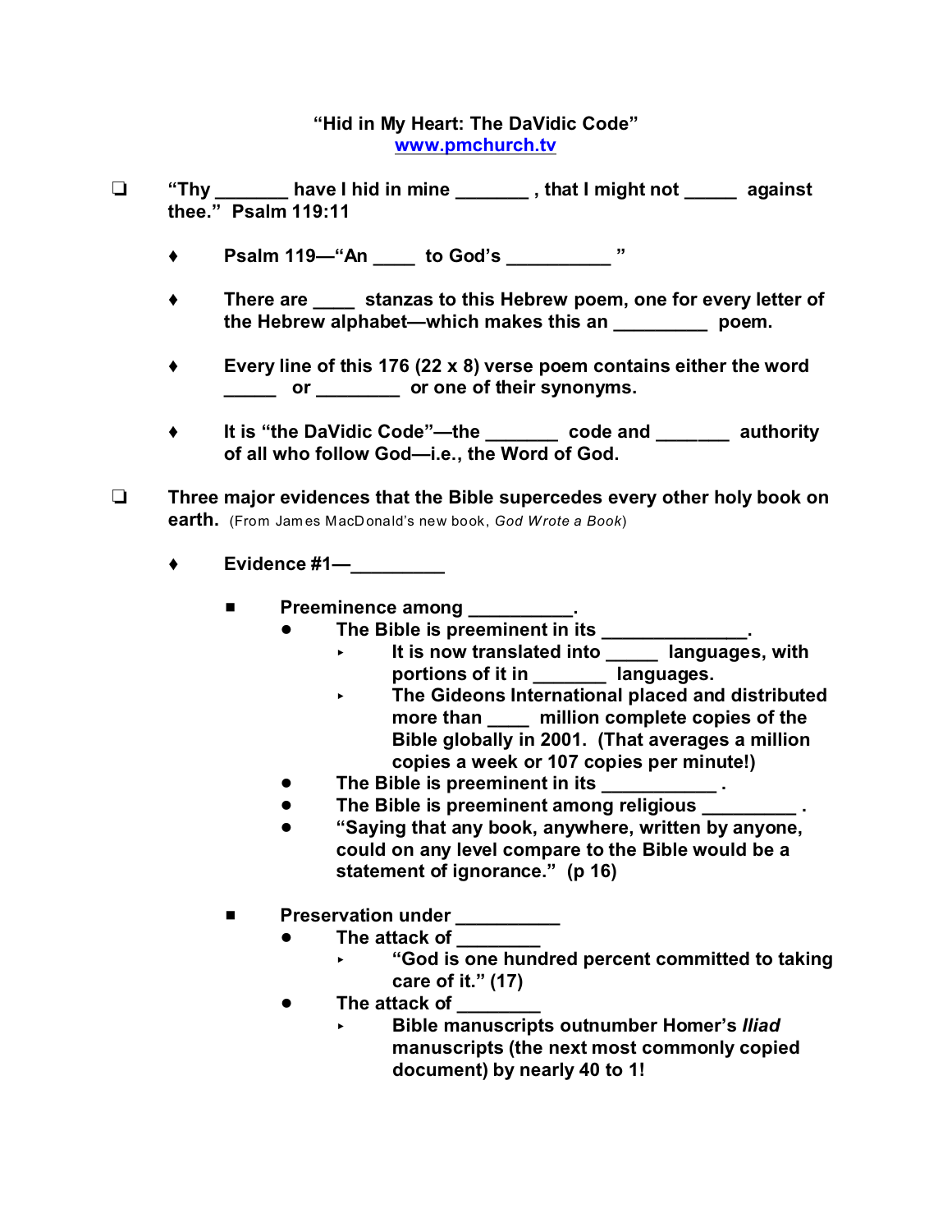# "Hid in My Heart: The DaVidic Code"

www.pmchurch.tv

- ❑ "Thy _______ have I hid in mine _______ , that I might not _____ against thee." Psalm 119:11

    - ♦ Psalm 119—"An ____ to God's __________ "

    - ♦ There are ____ stanzas to this Hebrew poem, one for every letter of the Hebrew alphabet—which makes this an _________ poem.

    - ♦ Every line of this 176 (22 x 8) verse poem contains either the word _____ or ________ or one of their synonyms.

    - ♦ It is "the DaVidic Code"—the _______ code and _______ authority of all who follow God—i.e., the Word of God.

- ❑ Three major evidences that the Bible supercedes every other holy book on earth. (From James MacDonald's new book, *God Wrote a Book*)

    - ♦ Evidence #1—_________

        - ■ Preeminence among __________.
            - ● The Bible is preeminent in its ______________.
                - ▸ It is now translated into _____ languages, with portions of it in _______ languages.
                - ▸ The Gideons International placed and distributed more than ____ million complete copies of the Bible globally in 2001. (That averages a million copies a week or 107 copies per minute!)
            - ● The Bible is preeminent in its ___________ .
            - ● The Bible is preeminent among religious _________ .
            - ● "Saying that any book, anywhere, written by anyone, could on any level compare to the Bible would be a statement of ignorance." (p 16)

        - ■ Preservation under __________
            - ● The attack of ________
                - ▸ "God is one hundred percent committed to taking care of it." (17)
            - ● The attack of ________
                - ▸ Bible manuscripts outnumber Homer's *Iliad* manuscripts (the next most commonly copied document) by nearly 40 to 1!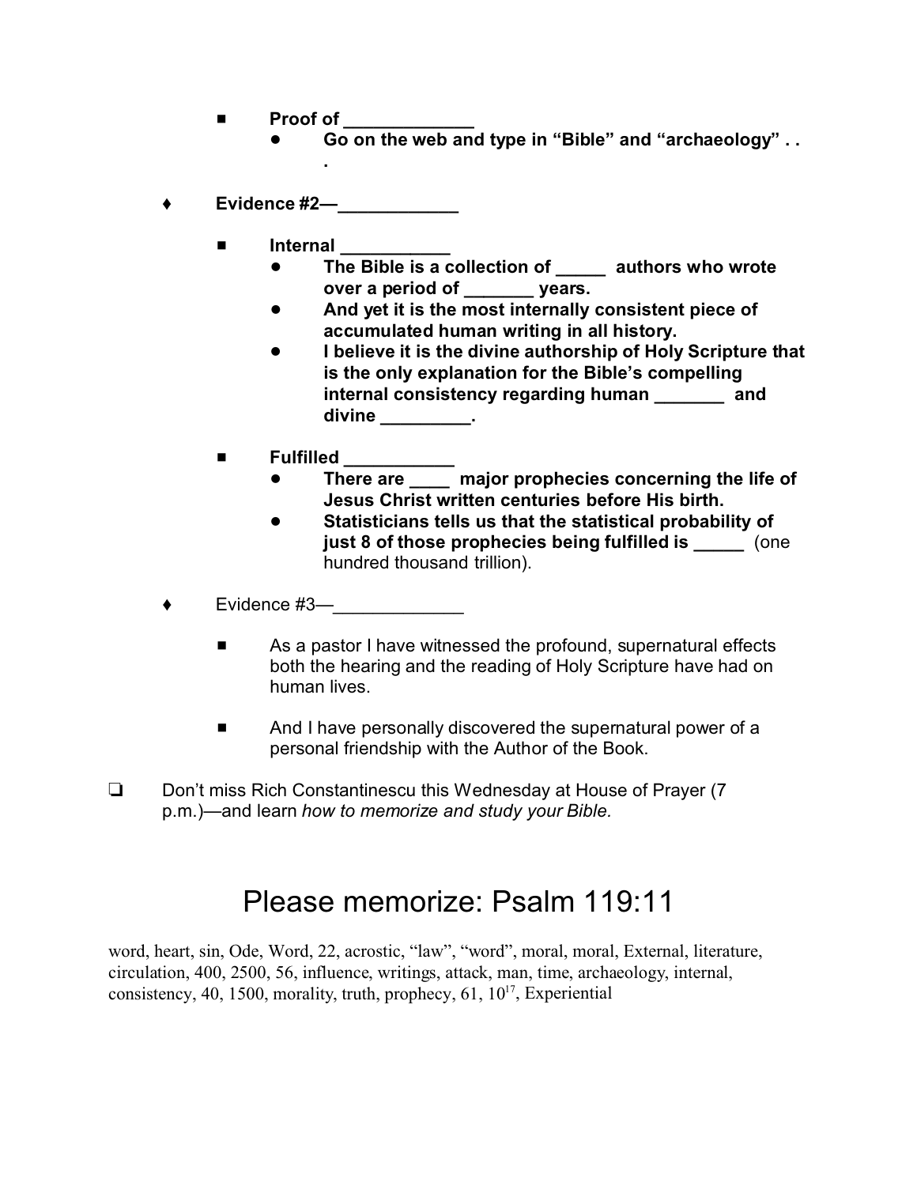- **Proof of _____________**
  - **Go on the web and type in "Bible" and "archaeology" . . .**

- **Evidence #2—____________**
  - **Internal ___________**
    - **The Bible is a collection of _____ authors who wrote over a period of _______ years.**
    - **And yet it is the most internally consistent piece of accumulated human writing in all history.**
    - **I believe it is the divine authorship of Holy Scripture that is the only explanation for the Bible's compelling internal consistency regarding human _______ and divine _________.**
  - **Fulfilled ___________**
    - **There are ____ major prophecies concerning the life of Jesus Christ written centuries before His birth.**
    - **Statisticians tells us that the statistical probability of just 8 of those prophecies being fulfilled is _____** (one hundred thousand trillion).

- Evidence #3—_____________
  - As a pastor I have witnessed the profound, supernatural effects both the hearing and the reading of Holy Scripture have had on human lives.
  - And I have personally discovered the supernatural power of a personal friendship with the Author of the Book.

- [ ] Don't miss Rich Constantinescu this Wednesday at House of Prayer (7 p.m.)—and learn *how to memorize and study your Bible.*

# Please memorize: Psalm 119:11

word, heart, sin, Ode, Word, 22, acrostic, "law", "word", moral, moral, External, literature, circulation, 400, 2500, 56, influence, writings, attack, man, time, archaeology, internal, consistency, 40, 1500, morality, truth, prophecy, 61, $10^{17}$, Experiential